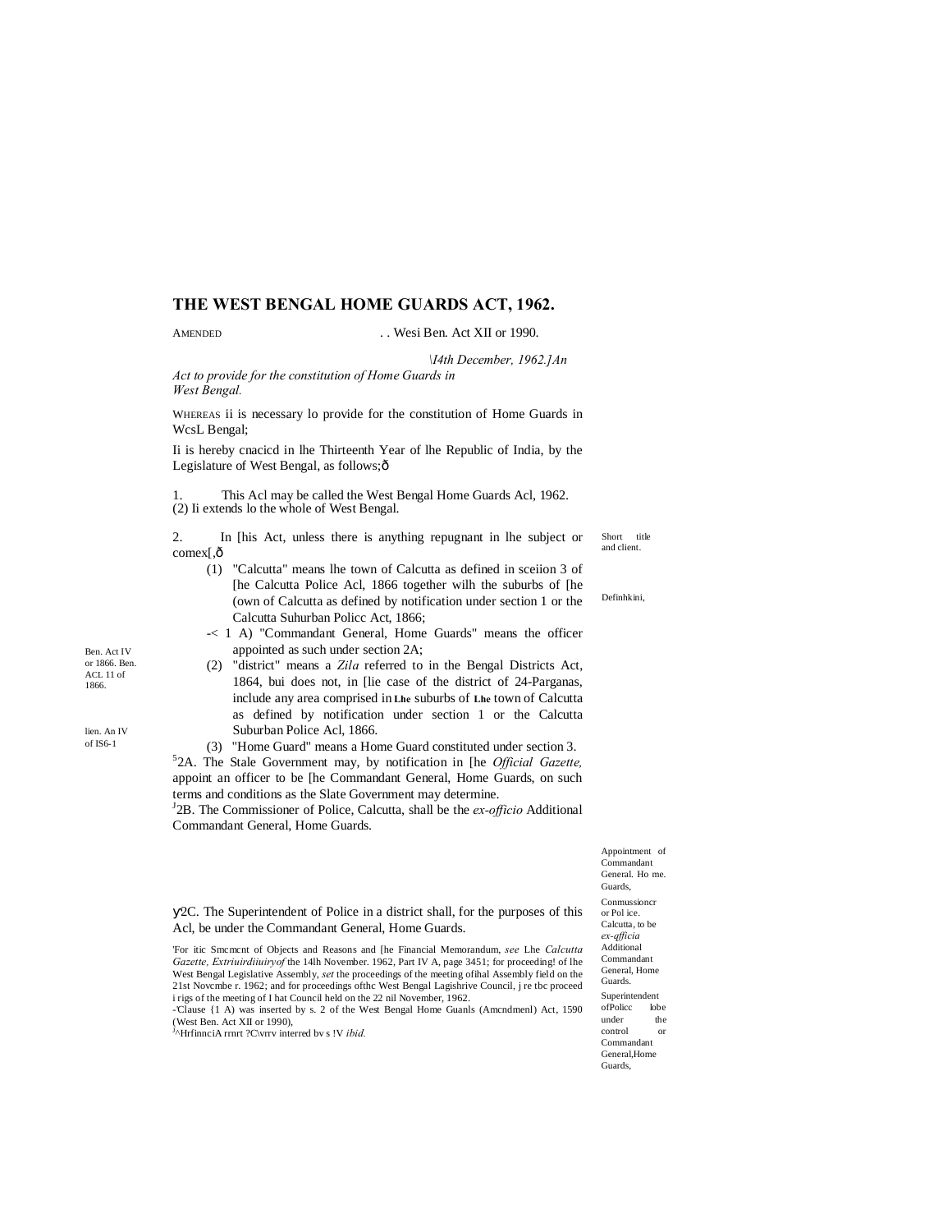# THE WEST BENGAL HOME GUARDS ACT, 1962.

AMENDED . . Wesi Ben. Act XII or 1990.

*\I4th December, 1962.]An Act to provide for the constitution of Home Guards in West Bengal.*

WHEREAS ii is necessary lo provide for the constitution of Home Guards in WcsL Bengal;

Ii is hereby cnacicd in lhe Thirteenth Year of lhe Republic of India, by the Legislature of West Bengal, as follows;ô

Short title and client.

1. This Acl may be called the West Bengal Home Guards Acl, 1962.
(2) Ii extends lo the whole of West Bengal.

Definhkini,

2. In [his Act, unless there is anything repugnant in lhe subject or comex[,ô

(1) "Calcutta" means lhe town of Calcutta as defined in sceiion 3 of [he Calcutta Police Acl, 1866 together wilh the suburbs of [he (own of Calcutta as defined by notification under section 1 or the Calcutta Suhurban Policc Act, 1866;

Ben. Act IV or 1866. Ben. ACL 11 of 1866.

-< 1 A) "Commandant General, Home Guards" means the officer appointed as such under section 2A;

(2) "district" means a *Zila* referred to in the Bengal Districts Act, 1864, bui does not, in [lie case of the district of 24-Parganas, include any area comprised in **Lhe** suburbs of **Lhe** town of Calcutta as defined by notification under section 1 or the Calcutta Suburban Police Acl, 1866.

lien. An IV of IS6-1

(3) "Home Guard" means a Home Guard constituted under section 3.

Appointment of Commandant General. Ho me. Guards,

[5]2A. The Stale Government may, by notification in [he *Official Gazette,* appoint an officer to be [he Commandant General, Home Guards, on such terms and conditions as the Slate Government may determine.

Conmussioncr or Pol ice. Calcutta, to be *ex-qfficia* Additional Commandant General, Home Guards.

[J]2B. The Commissioner of Police, Calcutta, shall be the *ex-officio* Additional Commandant General, Home Guards.

Superintendent ofPolicc lobe under the control or Commandant General,Home Guards,

ÿ2C. The Superintendent of Police in a district shall, for the purposes of this Acl, be under the Commandant General, Home Guards.

'For itic Smcmcnt of Objects and Reasons and [he Financial Memorandum, *see* Lhe *Calcutta Gazette, Extriuirdiiuiryof* the 14lh November. 1962, Part IV A, page 3451; for proceeding! of lhe West Bengal Legislative Assembly, *set* the proceedings of the meeting ofihal Assembly field on the 21st Novcmbe r. 1962; and for proceedings ofthc West Bengal Lagishrive Council, j re tbc proceed i rigs of the meeting of I hat Council held on the 22 nil November, 1962.

-'Clause {1 A) was inserted by s. 2 of the West Bengal Home Guanls (Amcndmenl) Act, 1590 (West Ben. Act XII or 1990),

[J]^HrfinnciA rrnrt ?C\vrry interred bv s !V *ibid.*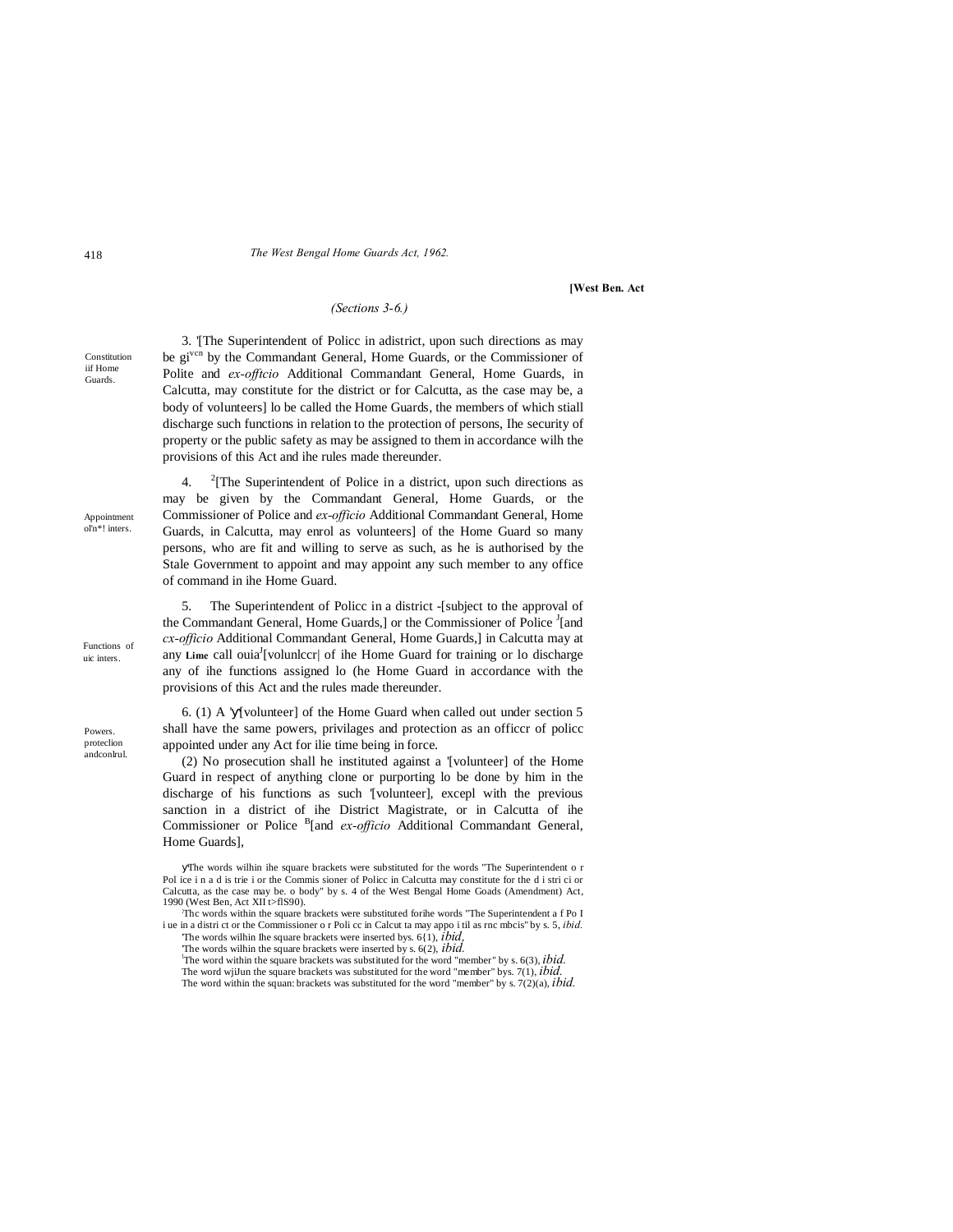[West Ben. Act

*(Sections 3-6.)*

Constitution iif Home Guards.

3. '[The Superintendent of Policc in adistrict, upon such directions as may be given by the Commandant General, Home Guards, or the Commissioner of Polite and *ex-offtcio* Additional Commandant General, Home Guards, in Calcutta, may constitute for the district or for Calcutta, as the case may be, a body of volunteers] lo be called the Home Guards, the members of which stiall discharge such functions in relation to the protection of persons, Ihe security of property or the public safety as may be assigned to them in accordance wilh the provisions of this Act and ihe rules made thereunder.

Appointment ol'n*! inters.

4. [2][The Superintendent of Police in a district, upon such directions as may be given by the Commandant General, Home Guards, or the Commissioner of Police and *ex-officio* Additional Commandant General, Home Guards, in Calcutta, may enrol as volunteers] of the Home Guard so many persons, who are fit and willing to serve as such, as he is authorised by the Stale Government to appoint and may appoint any such member to any office of command in ihe Home Guard.

Functions of uic inters.

5. The Superintendent of Policc in a district -[subject to the approval of the Commandant General, Home Guards,] or the Commissioner of Police [J][and *cx-officio* Additional Commandant General, Home Guards,] in Calcutta may at any **Lime** call ouia[J][volunlccr| of ihe Home Guard for training or lo discharge any of ihe functions assigned lo (he Home Guard in accordance with the provisions of this Act and the rules made thereunder.

Powers. proteclion andconlrul.

6. (1) A 'ү[volunteer] of the Home Guard when called out under section 5 shall have the same powers, privilages and protection as an officcr of policc appointed under any Act for ilie time being in force.

(2) No prosecution shall he instituted against a '[volunteer] of the Home Guard in respect of anything clone or purporting lo be done by him in the discharge of his functions as such '[volunteer], excepl with the previous sanction in a district of ihe District Magistrate, or in Calcutta of ihe Commissioner or Police [B][and *ex-officio* Additional Commandant General, Home Guards],

үThe words wilhin ihe square brackets were substituted for the words "The Superintendent o r Pol ice i n a d is trie i or the Commis sioner of Policc in Calcutta may constitute for the d i stri ci or Calcutta, as the case may be. o body" by s. 4 of the West Bengal Home Goads (Amendment) Act, 1990 (West Ben, Act XII t>flS90).

²Thc words within the square brackets were substituted forihe words "The Superintendent a f Po I i ue in a distri ct or the Commissioner o r Poli cc in Calcut ta may appo i til as rnc mbcis" by s. 5, *ibid.*

'The words wilhin Ihe square brackets were inserted bys. 6{1), *ibid,*

'The words wilhin the square brackets were inserted by s. 6(2), *ibid.*

[l]The word within the square brackets was substituted for the word "member" by s. 6(3), *ibid.*

The word wjiJun the square brackets was substituted for the word "member" bys. 7(1), *ibid.*

The word within the squan: brackets was substituted for the word "member" by s. 7(2)(a), *ibid.*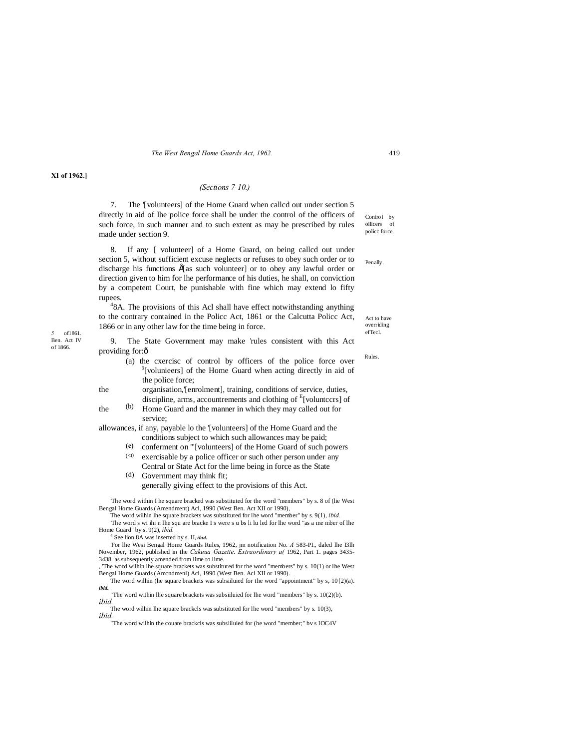**XI of 1962.]**

*(Sections 7-10.)*

7. The '[volunteers] of the Home Guard when callcd out under section 5 directly in aid of lhe police force shall be under the control of the officers of such force, in such manner and to such extent as may be prescribed by rules made under section 9.

Coniro1 by ollicers of policc force.

8. If any :[ volunteer] of a Home Guard, on being callcd out under section 5, without sufficient excuse neglects or refuses to obey such order or to discharge his functions Å[as such volunteer] or to obey any lawful order or direction given to him for lhe performance of his duties, he shall, on conviction by a competent Court, be punishable with fine which may extend lo fifty rupees.

Penally.

[4]8A. The provisions of this Acl shall have effect notwithstanding anything to the contrary contained in the Policc Act, 1861 or the Calcutta Policc Act, 1866 or in any other law for the time being in force.

Act to have overriding efTecl.

*5* of1861. Ben. Act IV of 1866.

9. The State Government may make 'rules consistent with this Act providing for:ô

Rules.

(a) the cxercisc of control by officers of the police force over [6][volunieers] of the Home Guard when acting directly in aid of the police force;

(b) the organisation,'[enrolment], training, conditions of service, duties, discipline, arms, accountrements and clothing of [E][voluntccrs] of the Home Guard and the manner in which they may called out for service;

(c) the allowances, if any, payable lo the '[volunteers] of the Home Guard and the conditions subject to which such allowances may be paid;

(<0 conferment on "'[volunteers] of the Home Guard of such powers exercisable by a police officer or such other person under any Central or State Act for the lime being in force as the State Government may think fit;

(d) generally giving effect to the provisions of this Act.

'The word within I he square bracked was substituted for the word "members" by s. 8 of (lie West Bengal Home Guards (Amendment) Acl, 1990 (West Ben. Act XII or 1990),

The word wilhin lhe square brackets was substituted for lhe word "member" by s. 9(1), *ibid.*

'The word s wi ihi n lhe squ are bracke I s were s u bs li lu led for lhe word "as a me mber of lhe Home Guard" by s. 9(2), *ibid.*

[4] See lion 8A was inserted by s. II, ***ibid.***

'For lhe Wesi Bengal Home Guards Rules, 1962, jm notification No. *A* 583-PI., daled lhe I3lh November, 1962, published in the *Cakuua Gazette. Extraordinary a(* 1962, Part 1. pages 3435-3438. as subsequently amended from lime to lime.

, 'The word wilhin lhe square brackets was substituted for the word "members" by s. 10(1) or lhe West Bengal Home Guards (Amcndmenl) Acl, 1990 (West Ben. Acl XII or 1990).

The word wilhin (he square brackets was subsiluied for the word "appointment" by s, 10{2)(a). ***ibid.***

"The word within lhe square brackets was subsiluied for lhe word "members" by s. 10(2)(b). *ibid.*

The word wilhin lhe square brackcls was substituted for lhe word "members" by s. 10(3), *ibid.*

"The word wilhin the couare brackcls was subsiluied for (he word "member;" bv s IOC4V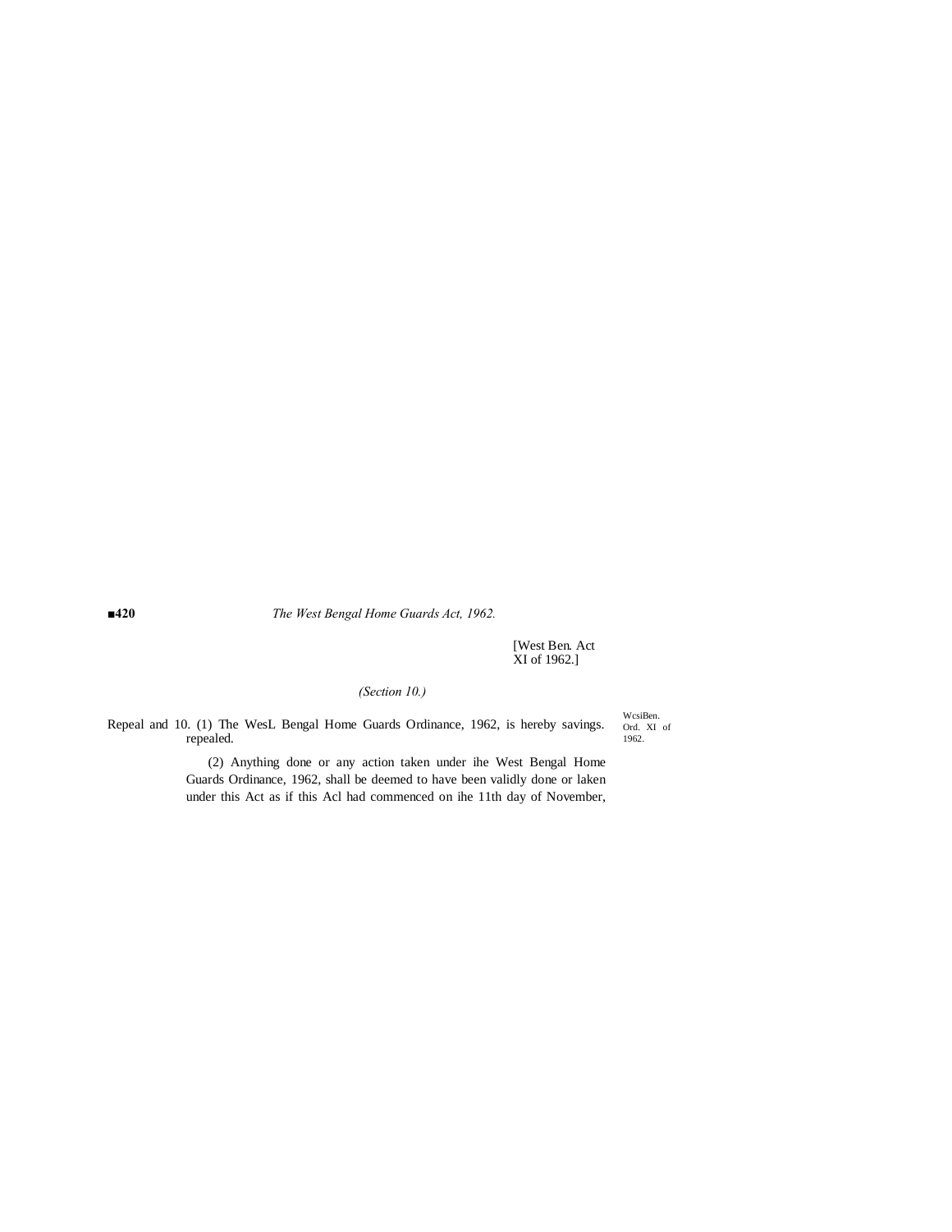[West Ben. Act XI of 1962.]

*(Section 10.)*

Repeal and savings. 10. (1) The WesL Bengal Home Guards Ordinance, 1962, is hereby repealed.

WcsiBen. Ord. XI of 1962.

(2) Anything done or any action taken under ihe West Bengal Home Guards Ordinance, 1962, shall be deemed to have been validly done or laken under this Act as if this Acl had commenced on ihe 11th day of November,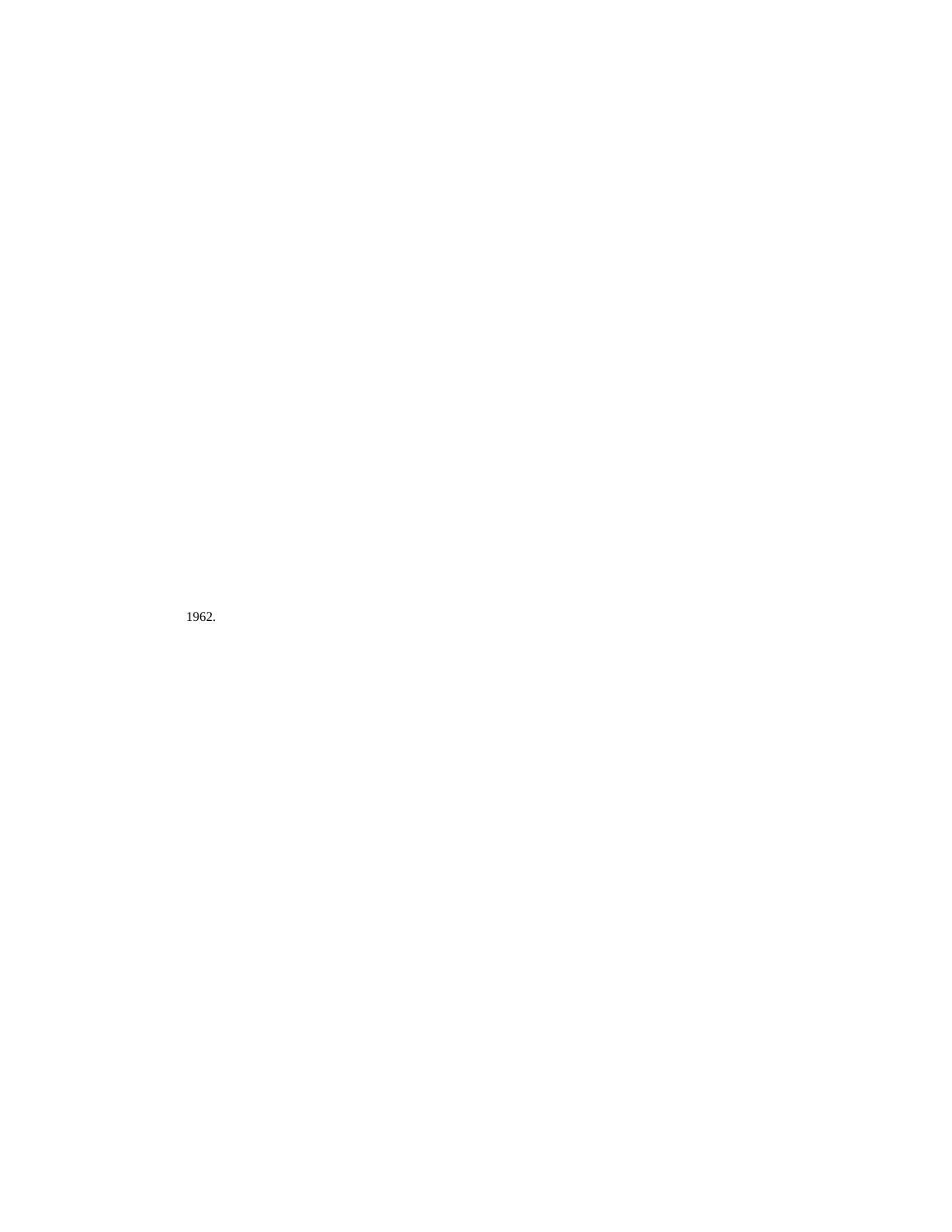1962.